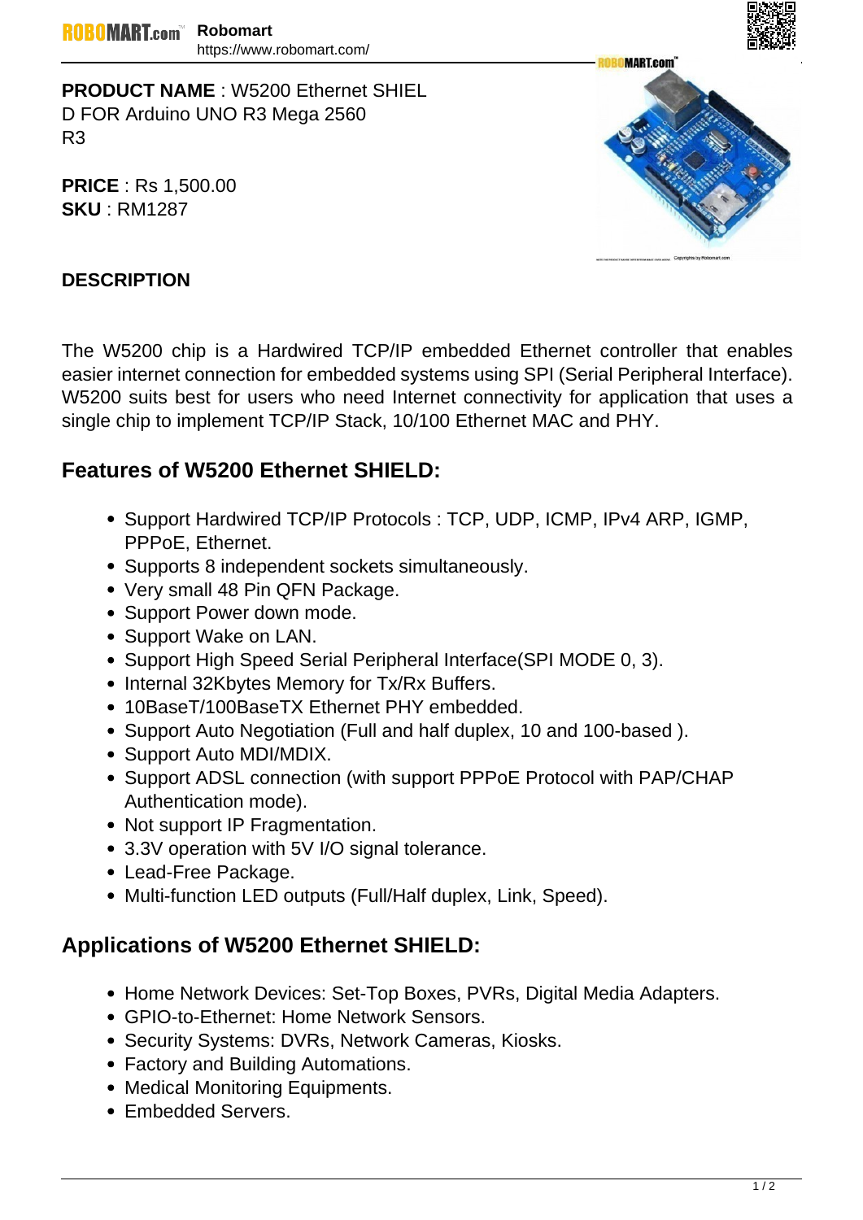**PRODUCT NAME** : W5200 Ethernet SHIELD FOR Arduino UNO R3 Mega 2560 R3

**PRICE** : Rs 1,500.00
**SKU** : RM1287

**DESCRIPTION**

The W5200 chip is a Hardwired TCP/IP embedded Ethernet controller that enables easier internet connection for embedded systems using SPI (Serial Peripheral Interface). W5200 suits best for users who need Internet connectivity for application that uses a single chip to implement TCP/IP Stack, 10/100 Ethernet MAC and PHY.

## Features of W5200 Ethernet SHIELD:

- Support Hardwired TCP/IP Protocols : TCP, UDP, ICMP, IPv4 ARP, IGMP, PPPoE, Ethernet.
- Supports 8 independent sockets simultaneously.
- Very small 48 Pin QFN Package.
- Support Power down mode.
- Support Wake on LAN.
- Support High Speed Serial Peripheral Interface(SPI MODE 0, 3).
- Internal 32Kbytes Memory for Tx/Rx Buffers.
- 10BaseT/100BaseTX Ethernet PHY embedded.
- Support Auto Negotiation (Full and half duplex, 10 and 100-based ).
- Support Auto MDI/MDIX.
- Support ADSL connection (with support PPPoE Protocol with PAP/CHAP Authentication mode).
- Not support IP Fragmentation.
- 3.3V operation with 5V I/O signal tolerance.
- Lead-Free Package.
- Multi-function LED outputs (Full/Half duplex, Link, Speed).

## Applications of W5200 Ethernet SHIELD:

- Home Network Devices: Set-Top Boxes, PVRs, Digital Media Adapters.
- GPIO-to-Ethernet: Home Network Sensors.
- Security Systems: DVRs, Network Cameras, Kiosks.
- Factory and Building Automations.
- Medical Monitoring Equipments.
- Embedded Servers.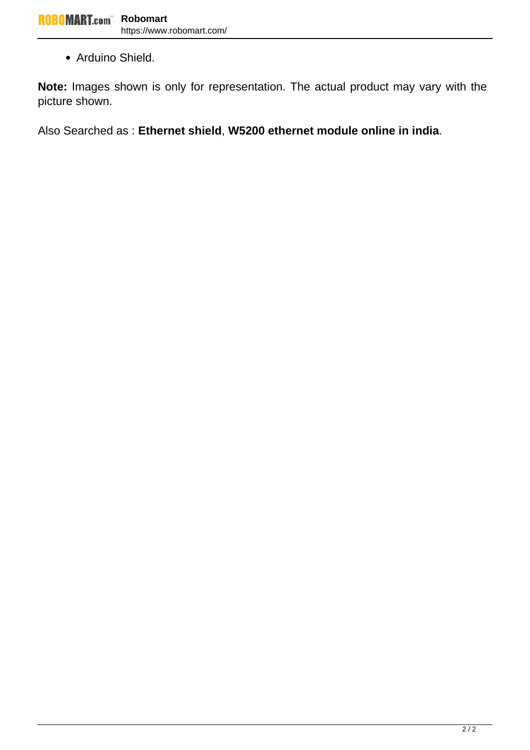- Arduino Shield.

**Note:** Images shown is only for representation. The actual product may vary with the picture shown.

Also Searched as : **Ethernet shield**, **W5200 ethernet module online in india**.